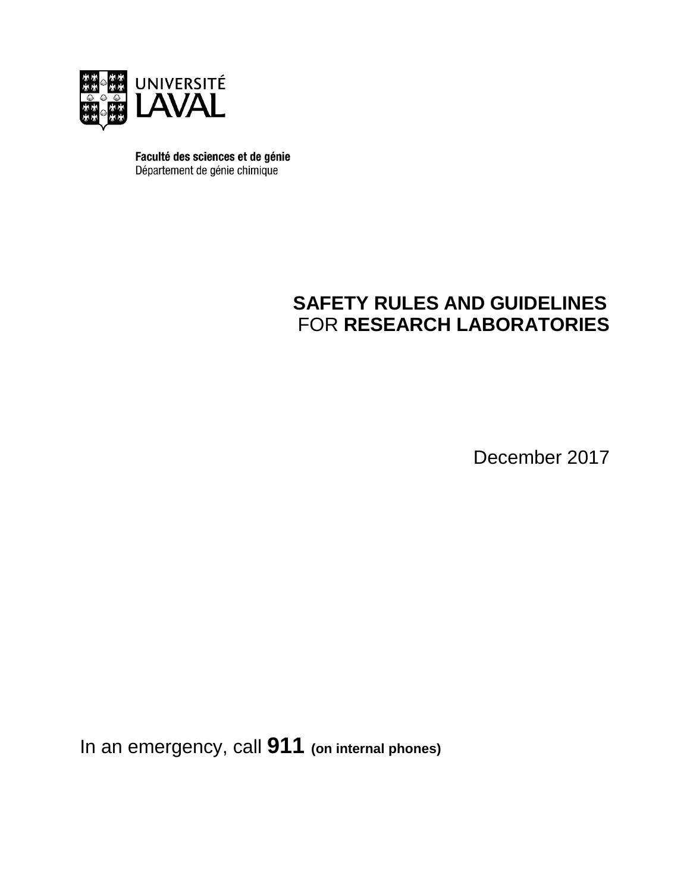UNIVERSITÉ LAVAL

**Faculté des sciences et de génie**
Département de génie chimique

# SAFETY RULES AND GUIDELINES FOR RESEARCH LABORATORIES

December 2017

In an emergency, call **911** **(on internal phones)**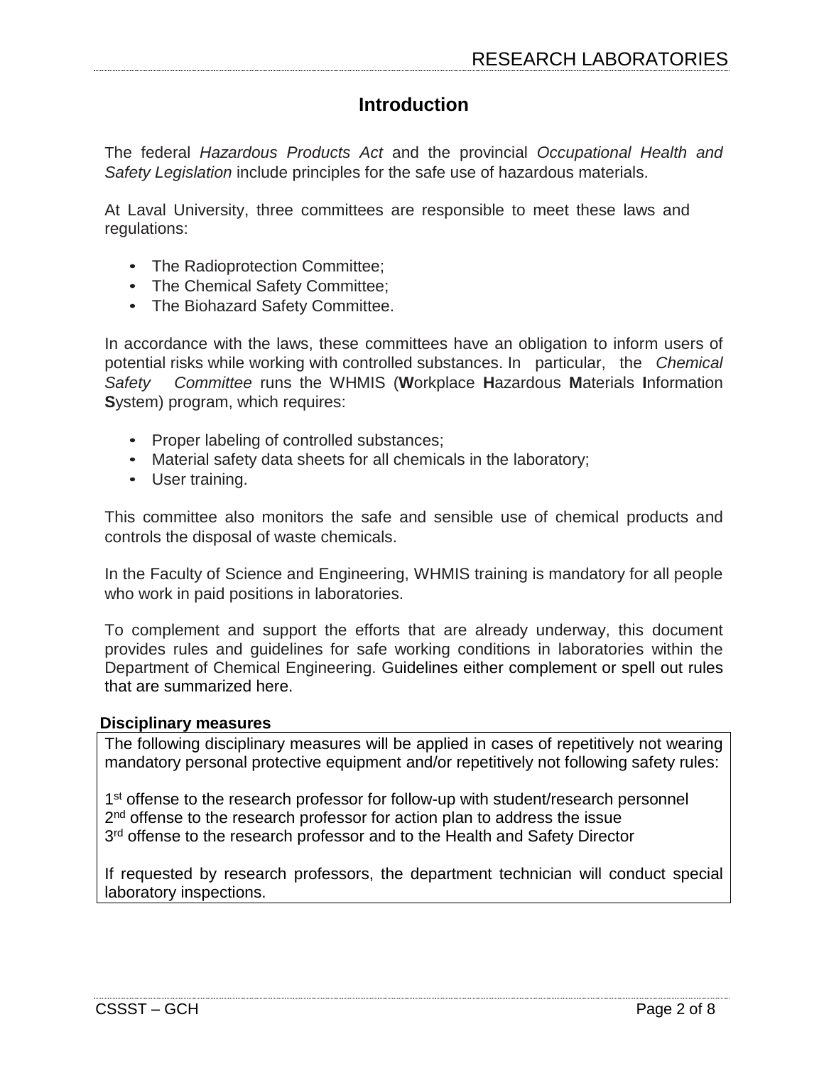## Introduction

The federal *Hazardous Products Act* and the provincial *Occupational Health and Safety Legislation* include principles for the safe use of hazardous materials.

At Laval University, three committees are responsible to meet these laws and regulations:

- The Radioprotection Committee;
- The Chemical Safety Committee;
- The Biohazard Safety Committee.

In accordance with the laws, these committees have an obligation to inform users of potential risks while working with controlled substances. In particular, the *Chemical Safety Committee* runs the WHMIS (**W**orkplace **H**azardous **M**aterials **I**nformation **S**ystem) program, which requires:

- Proper labeling of controlled substances;
- Material safety data sheets for all chemicals in the laboratory;
- User training.

This committee also monitors the safe and sensible use of chemical products and controls the disposal of waste chemicals.

In the Faculty of Science and Engineering, WHMIS training is mandatory for all people who work in paid positions in laboratories.

To complement and support the efforts that are already underway, this document provides rules and guidelines for safe working conditions in laboratories within the Department of Chemical Engineering. Guidelines either complement or spell out rules that are summarized here.

**Disciplinary measures**

The following disciplinary measures will be applied in cases of repetitively not wearing mandatory personal protective equipment and/or repetitively not following safety rules:

1st offense to the research professor for follow-up with student/research personnel
2nd offense to the research professor for action plan to address the issue
3rd offense to the research professor and to the Health and Safety Director

If requested by research professors, the department technician will conduct special laboratory inspections.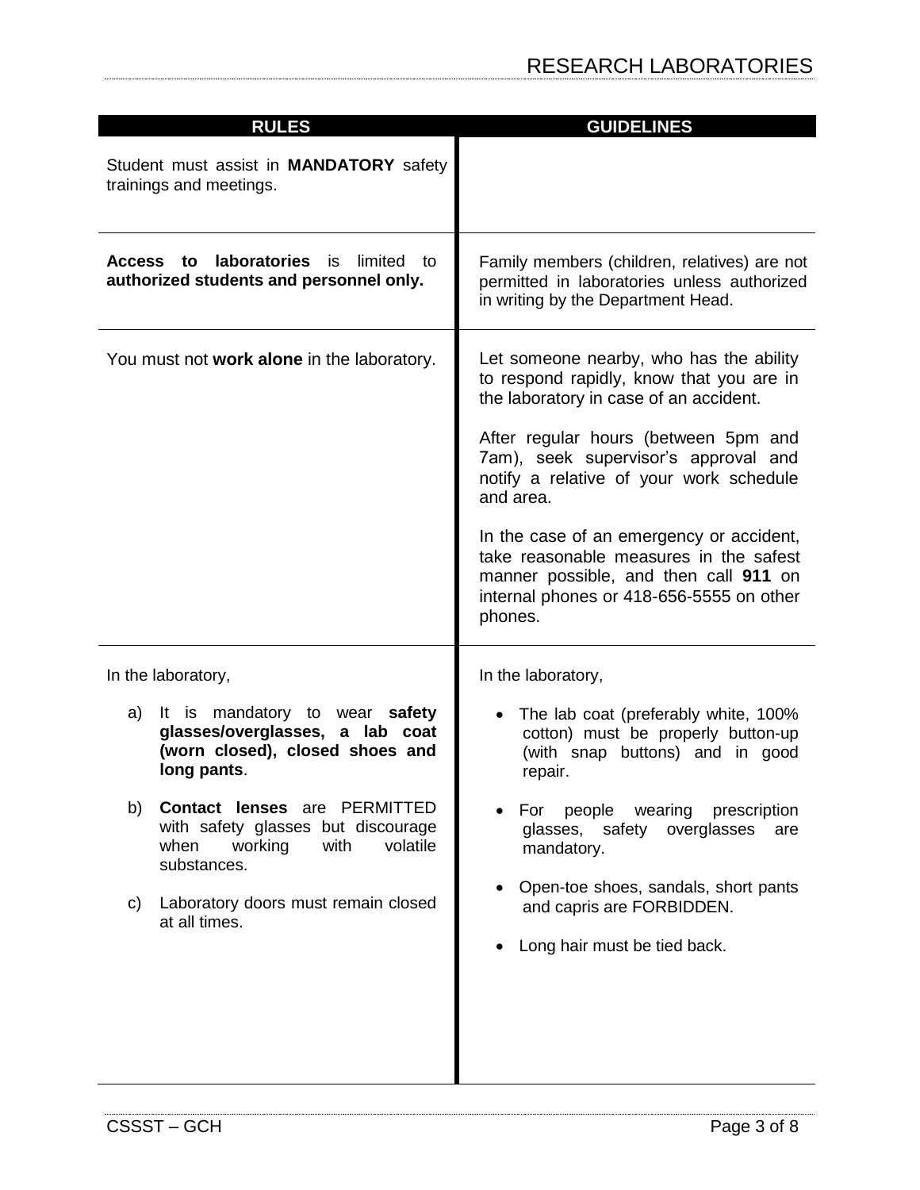# RESEARCH LABORATORIES

| RULES | GUIDELINES |
| --- | --- |
| Student must assist in **MANDATORY** safety trainings and meetings. | |
| **Access to laboratories** is limited to **authorized students and personnel only.** | Family members (children, relatives) are not permitted in laboratories unless authorized in writing by the Department Head. |
| You must not **work alone** in the laboratory. | Let someone nearby, who has the ability to respond rapidly, know that you are in the laboratory in case of an accident.<br><br>After regular hours (between 5pm and 7am), seek supervisor's approval and notify a relative of your work schedule and area.<br><br>In the case of an emergency or accident, take reasonable measures in the safest manner possible, and then call **911** on internal phones or 418-656-5555 on other phones. |
| In the laboratory,<br><br>a) It is mandatory to wear **safety glasses/overglasses, a lab coat (worn closed), closed shoes and long pants**.<br><br>b) **Contact lenses** are PERMITTED with safety glasses but discourage when working with volatile substances.<br><br>c) Laboratory doors must remain closed at all times. | In the laboratory,<br><br>• The lab coat (preferably white, 100% cotton) must be properly button-up (with snap buttons) and in good repair.<br><br>• For people wearing prescription glasses, safety overglasses are mandatory.<br><br>• Open-toe shoes, sandals, short pants and capris are FORBIDDEN.<br><br>• Long hair must be tied back. |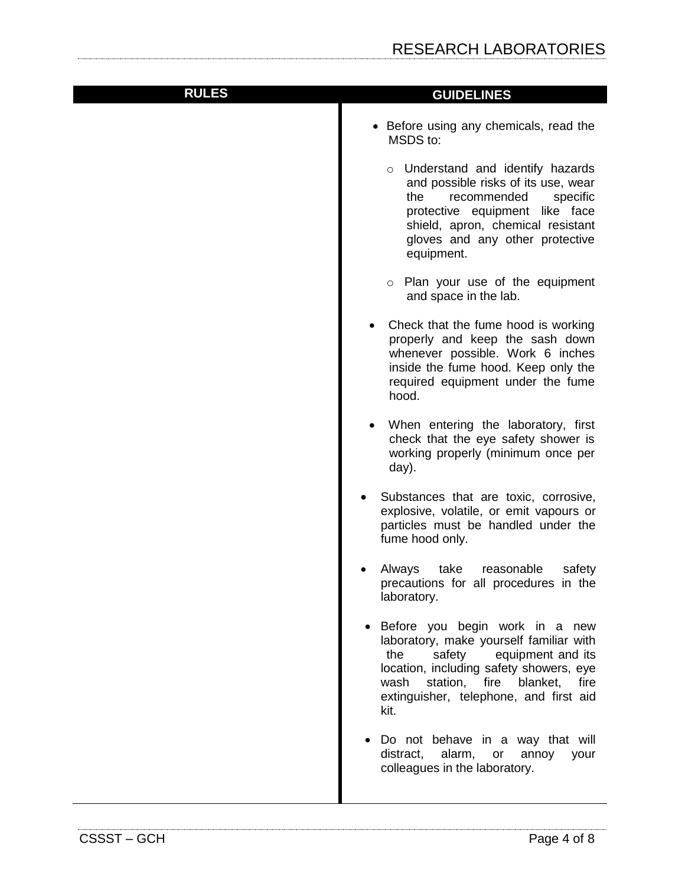| RULES | GUIDELINES |
| --- | --- |
| | • Before using any chemicals, read the MSDS to:<br>  ○ Understand and identify hazards and possible risks of its use, wear the recommended specific protective equipment like face shield, apron, chemical resistant gloves and any other protective equipment.<br>  ○ Plan your use of the equipment and space in the lab.<br>• Check that the fume hood is working properly and keep the sash down whenever possible. Work 6 inches inside the fume hood. Keep only the required equipment under the fume hood.<br>• When entering the laboratory, first check that the eye safety shower is working properly (minimum once per day).<br>• Substances that are toxic, corrosive, explosive, volatile, or emit vapours or particles must be handled under the fume hood only.<br>• Always take reasonable safety precautions for all procedures in the laboratory.<br>• Before you begin work in a new laboratory, make yourself familiar with the safety equipment and its location, including safety showers, eye wash station, fire blanket, fire extinguisher, telephone, and first aid kit.<br>• Do not behave in a way that will distract, alarm, or annoy your colleagues in the laboratory. |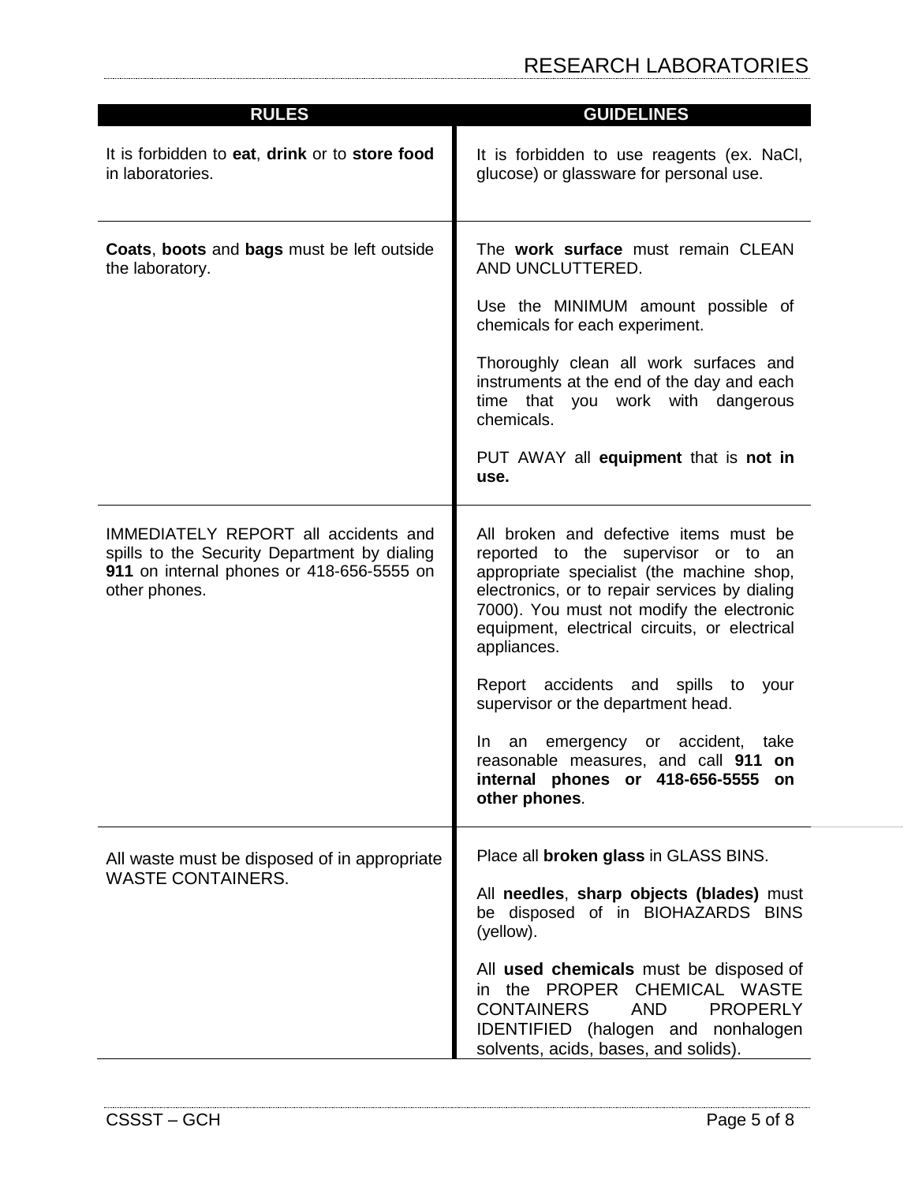| RULES | GUIDELINES |
| --- | --- |
| It is forbidden to **eat**, **drink** or to **store food** in laboratories. | It is forbidden to use reagents (ex. NaCl, glucose) or glassware for personal use. |
| **Coats**, **boots** and **bags** must be left outside the laboratory. | The **work surface** must remain CLEAN AND UNCLUTTERED.<br><br>Use the MINIMUM amount possible of chemicals for each experiment.<br><br>Thoroughly clean all work surfaces and instruments at the end of the day and each time that you work with dangerous chemicals.<br><br>PUT AWAY all **equipment** that is **not in use.** |
| IMMEDIATELY REPORT all accidents and spills to the Security Department by dialing **911** on internal phones or 418-656-5555 on other phones. | All broken and defective items must be reported to the supervisor or to an appropriate specialist (the machine shop, electronics, or to repair services by dialing 7000). You must not modify the electronic equipment, electrical circuits, or electrical appliances.<br><br>Report accidents and spills to your supervisor or the department head.<br><br>In an emergency or accident, take reasonable measures, and call **911 on internal phones or 418-656-5555 on other phones**. |
| All waste must be disposed of in appropriate WASTE CONTAINERS. | Place all **broken glass** in GLASS BINS.<br><br>All **needles**, **sharp objects (blades)** must be disposed of in BIOHAZARDS BINS (yellow).<br><br>All **used chemicals** must be disposed of in the PROPER CHEMICAL WASTE CONTAINERS AND PROPERLY IDENTIFIED (halogen and nonhalogen solvents, acids, bases, and solids). |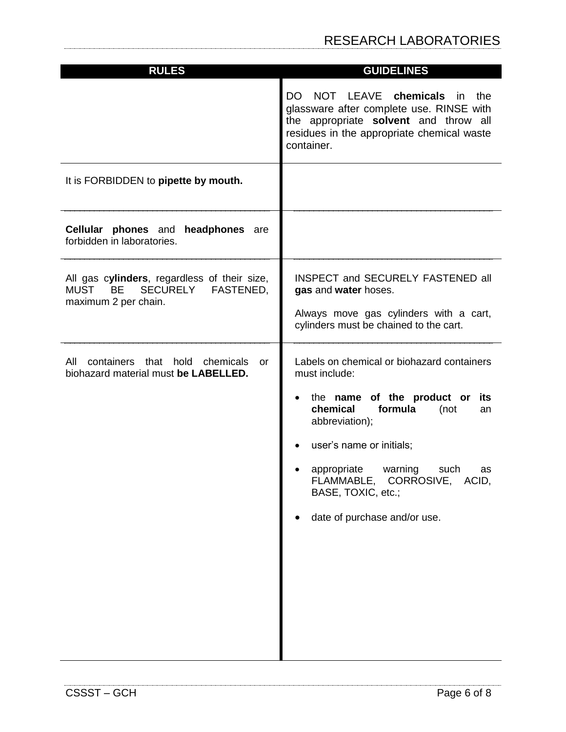| RULES | GUIDELINES |
| --- | --- |
| | DO NOT LEAVE **chemicals** in the glassware after complete use. RINSE with the appropriate **solvent** and throw all residues in the appropriate chemical waste container. |
| It is FORBIDDEN to **pipette by mouth.** | |
| **Cellular phones** and **headphones** are forbidden in laboratories. | |
| All gas c**ylinders**, regardless of their size, MUST BE SECURELY FASTENED, maximum 2 per chain. | INSPECT and SECURELY FASTENED all **gas** and **water** hoses.<br><br>Always move gas cylinders with a cart, cylinders must be chained to the cart. |
| All containers that hold chemicals or biohazard material must **be LABELLED.** | Labels on chemical or biohazard containers must include:<br><br>• the **name of the product or its chemical formula** (not an abbreviation);<br><br>• user's name or initials;<br><br>• appropriate warning such as FLAMMABLE, CORROSIVE, ACID, BASE, TOXIC, etc.;<br><br>• date of purchase and/or use. |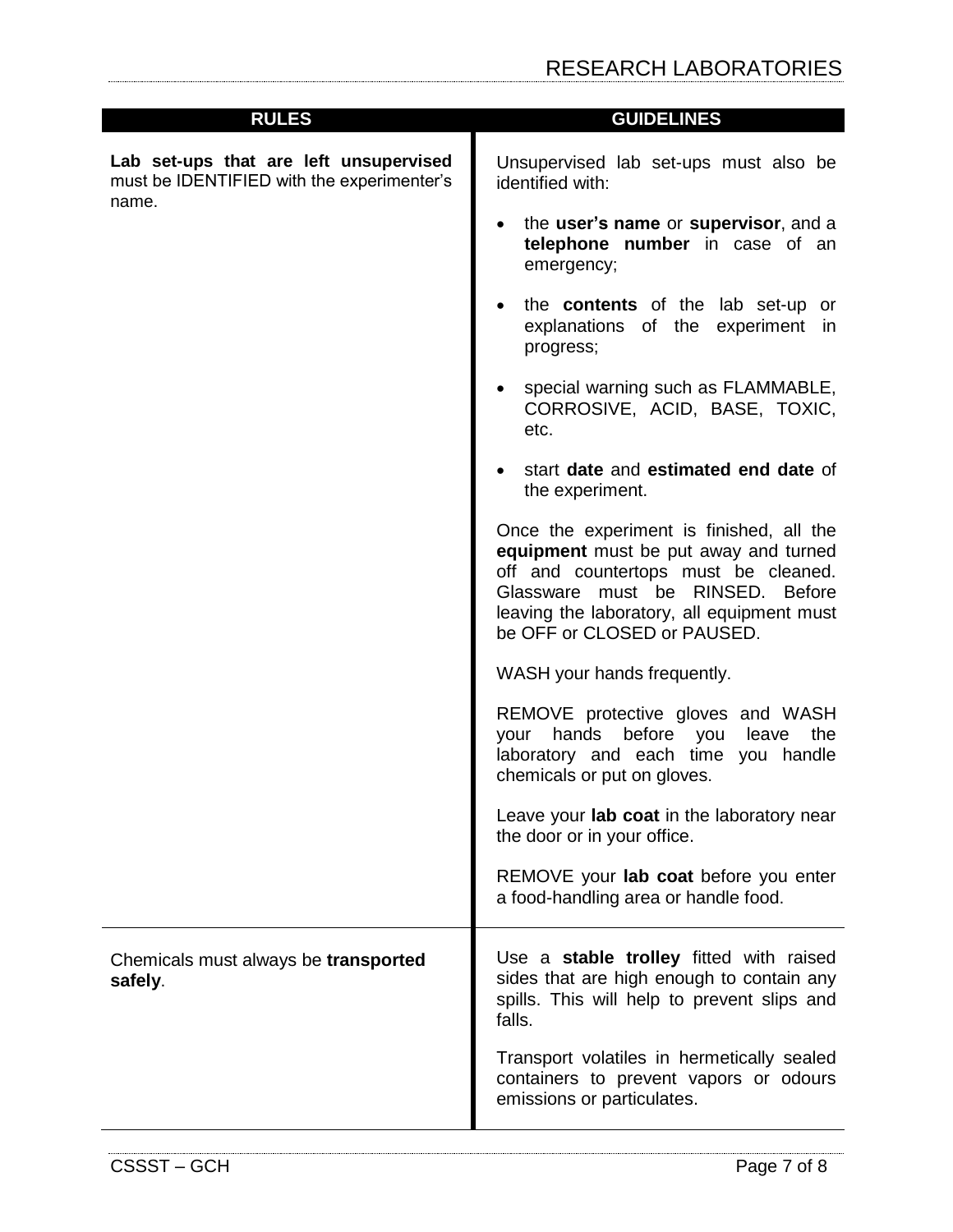| RULES | GUIDELINES |
| --- | --- |
| **Lab set-ups that are left unsupervised** must be IDENTIFIED with the experimenter's name. | Unsupervised lab set-ups must also be identified with:<br><br>• the **user's name** or **supervisor**, and a **telephone number** in case of an emergency;<br><br>• the **contents** of the lab set-up or explanations of the experiment in progress;<br><br>• special warning such as FLAMMABLE, CORROSIVE, ACID, BASE, TOXIC, etc.<br><br>• start **date** and **estimated end date** of the experiment.<br><br>Once the experiment is finished, all the **equipment** must be put away and turned off and countertops must be cleaned. Glassware must be RINSED. Before leaving the laboratory, all equipment must be OFF or CLOSED or PAUSED.<br><br>WASH your hands frequently.<br><br>REMOVE protective gloves and WASH your hands before you leave the laboratory and each time you handle chemicals or put on gloves.<br><br>Leave your **lab coat** in the laboratory near the door or in your office.<br><br>REMOVE your **lab coat** before you enter a food-handling area or handle food. |
| Chemicals must always be **transported safely**. | Use a **stable trolley** fitted with raised sides that are high enough to contain any spills. This will help to prevent slips and falls.<br><br>Transport volatiles in hermetically sealed containers to prevent vapors or odours emissions or particulates. |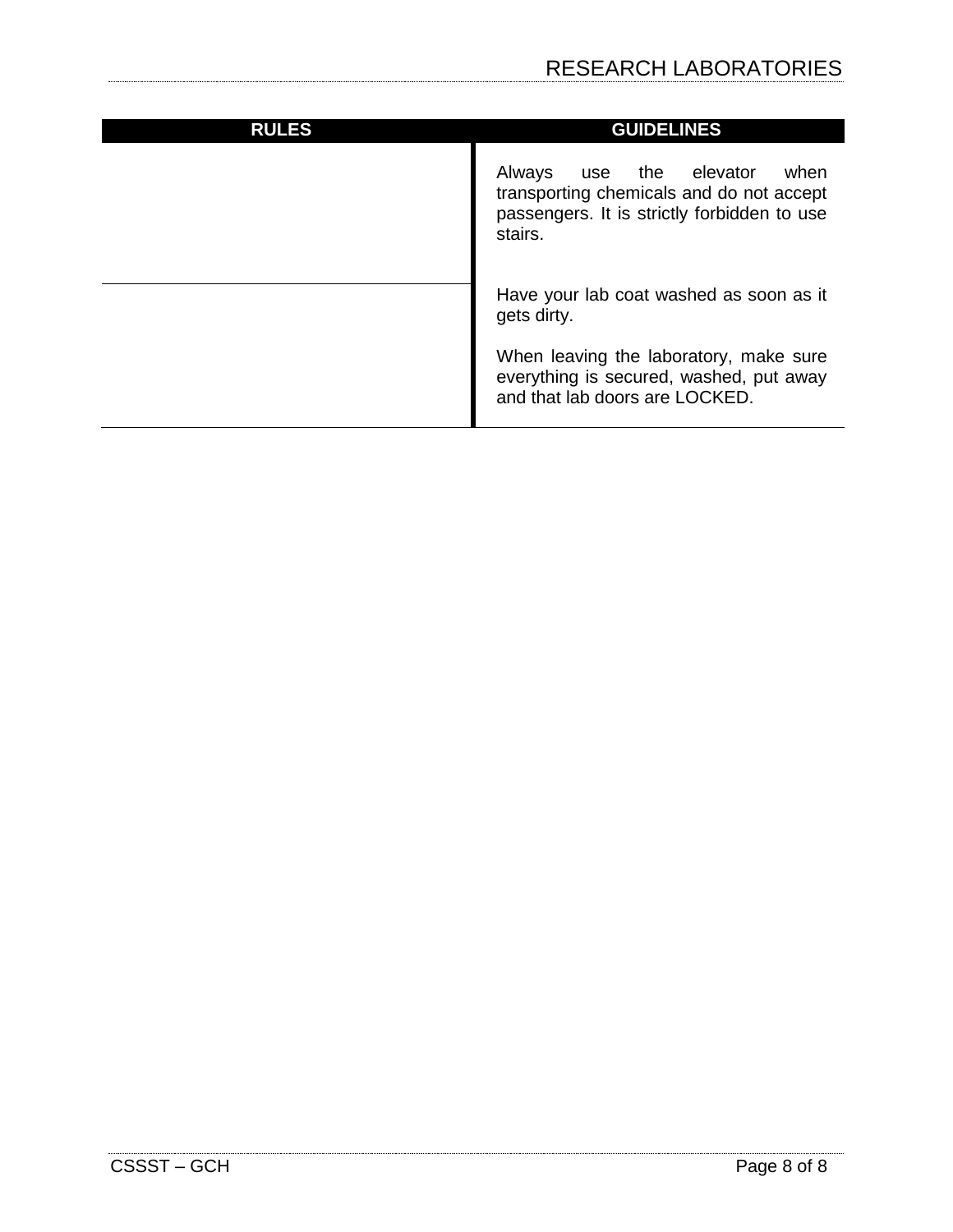| RULES | GUIDELINES |
| --- | --- |
| | Always use the elevator when transporting chemicals and do not accept passengers. It is strictly forbidden to use stairs. |
| | Have your lab coat washed as soon as it gets dirty.<br><br>When leaving the laboratory, make sure everything is secured, washed, put away and that lab doors are LOCKED. |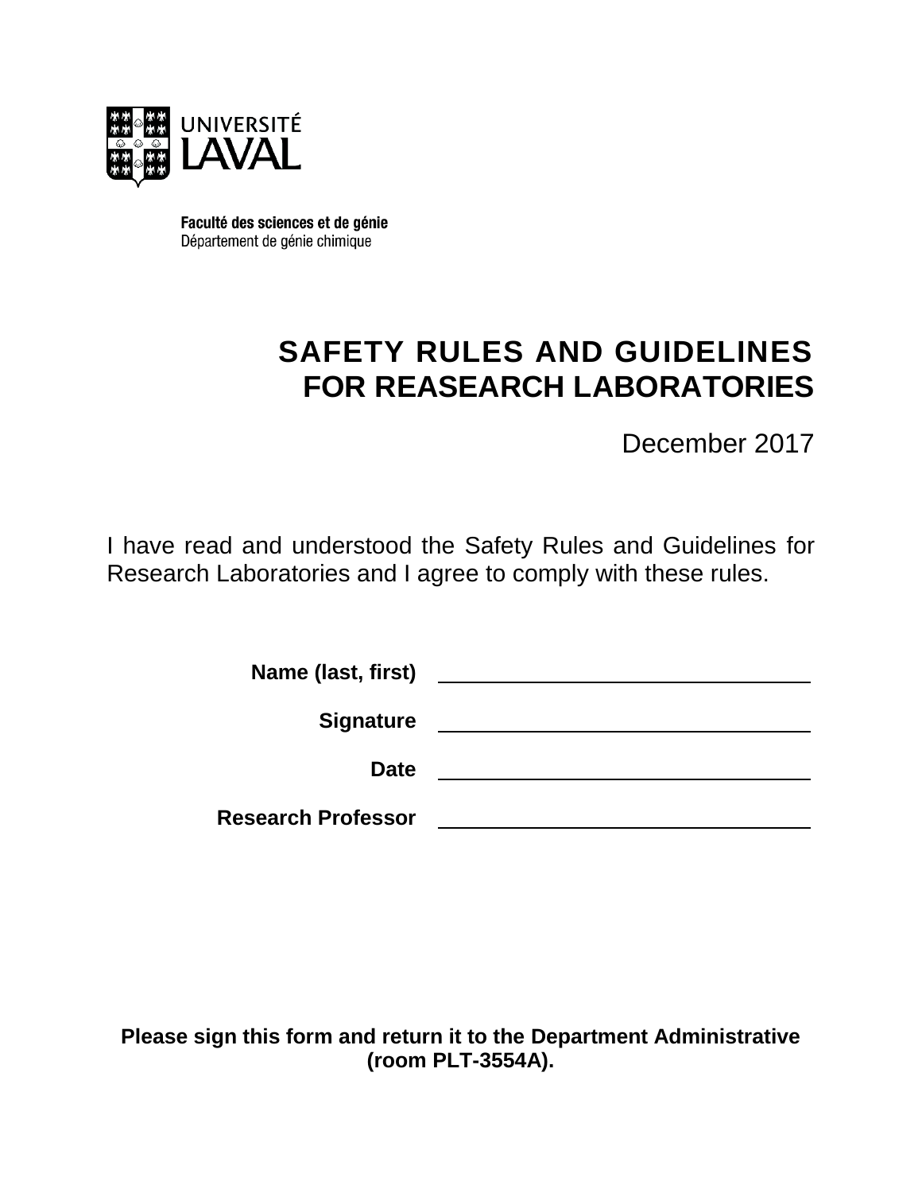UNIVERSITÉ
LAVAL

**Faculté des sciences et de génie**
Département de génie chimique

# SAFETY RULES AND GUIDELINES FOR REASEARCH LABORATORIES

December 2017

I have read and understood the Safety Rules and Guidelines for Research Laboratories and I agree to comply with these rules.

**Name (last, first)** \_\_\_\_\_\_\_\_\_\_\_\_\_\_\_\_\_\_\_\_\_\_\_\_\_\_\_\_\_\_

**Signature** \_\_\_\_\_\_\_\_\_\_\_\_\_\_\_\_\_\_\_\_\_\_\_\_\_\_\_\_\_\_

**Date** \_\_\_\_\_\_\_\_\_\_\_\_\_\_\_\_\_\_\_\_\_\_\_\_\_\_\_\_\_\_

**Research Professor** \_\_\_\_\_\_\_\_\_\_\_\_\_\_\_\_\_\_\_\_\_\_\_\_\_\_\_\_\_\_

**Please sign this form and return it to the Department Administrative (room PLT-3554A).**